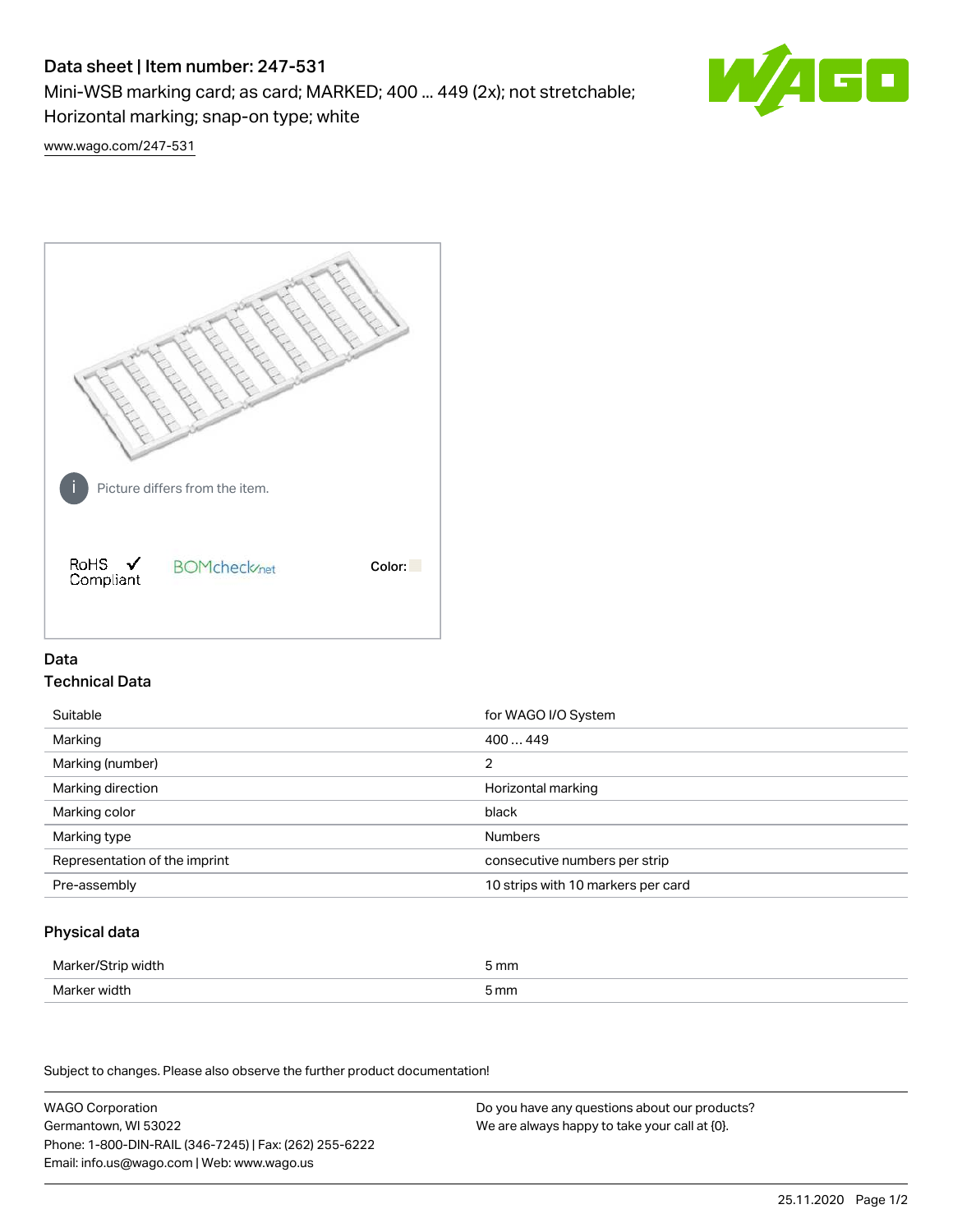# Data sheet | Item number: 247-531

Mini-WSB marking card; as card; MARKED; 400 ... 449 (2x); not stretchable; Horizontal marking; snap-on type; white

www.wago.com/247-531

Picture differs from the item.

RoHS ✓ Compliant    BOMcheck.net    Color:

## Data

### Technical Data

| | |
|---|---|
| Suitable | for WAGO I/O System |
| Marking | 400 ... 449 |
| Marking (number) | 2 |
| Marking direction | Horizontal marking |
| Marking color | black |
| Marking type | Numbers |
| Representation of the imprint | consecutive numbers per strip |
| Pre-assembly | 10 strips with 10 markers per card |

### Physical data

| | |
|---|---|
| Marker/Strip width | 5 mm |
| Marker width | 5 mm |

Subject to changes. Please also observe the further product documentation!

WAGO Corporation
Germantown, WI 53022
Phone: 1-800-DIN-RAIL (346-7245) | Fax: (262) 255-6222
Email: info.us@wago.com | Web: www.wago.us

Do you have any questions about our products?
We are always happy to take your call at {0}.

25.11.2020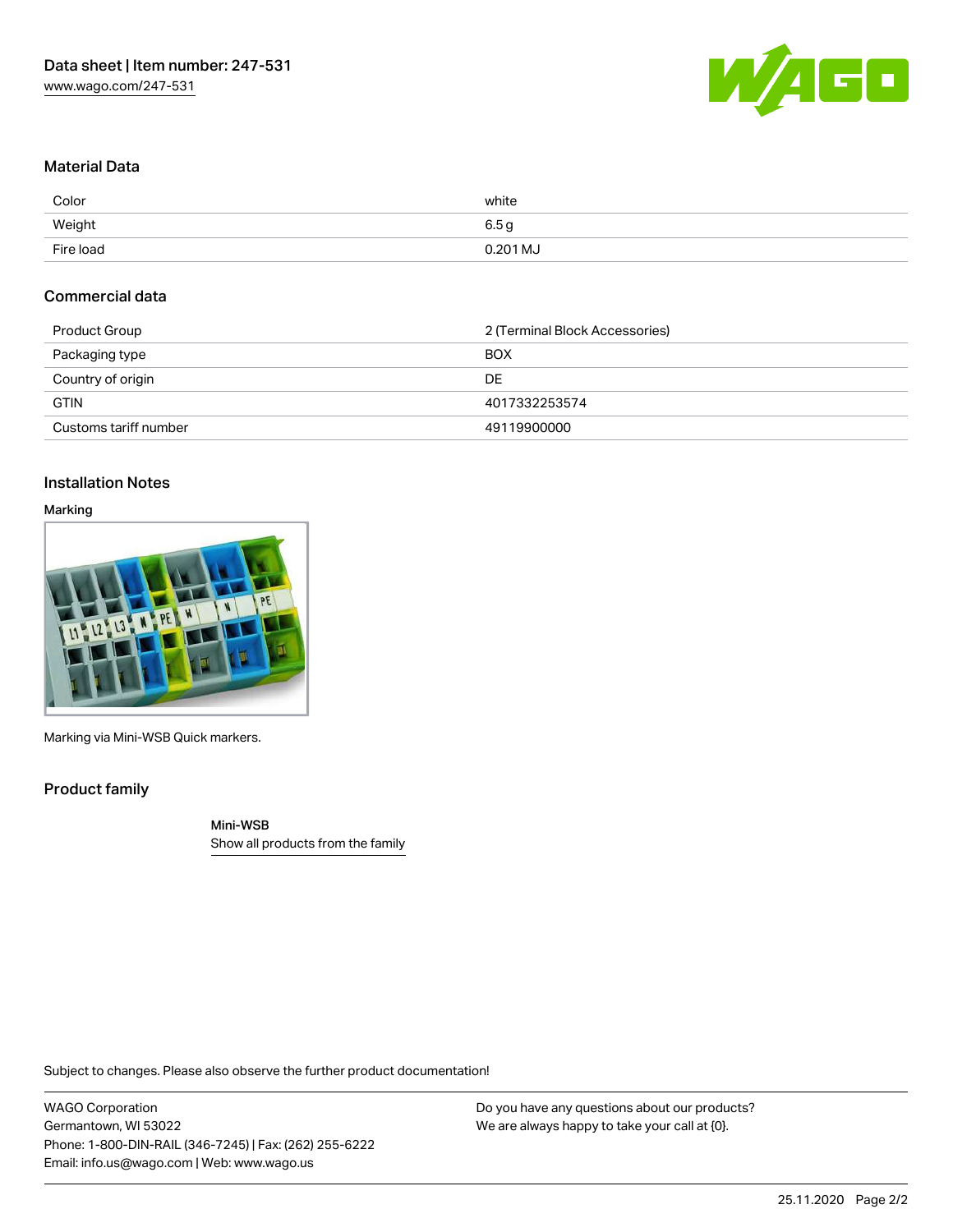## Material Data

| | |
|---|---|
| Color | white |
| Weight | 6.5 g |
| Fire load | 0.201 MJ |

## Commercial data

| | |
|---|---|
| Product Group | 2 (Terminal Block Accessories) |
| Packaging type | BOX |
| Country of origin | DE |
| GTIN | 4017332253574 |
| Customs tariff number | 49119900000 |

## Installation Notes

### Marking

Marking via Mini-WSB Quick markers.

## Product family

Mini-WSB
Show all products from the family

Subject to changes. Please also observe the further product documentation!

WAGO Corporation
Germantown, WI 53022
Phone: 1-800-DIN-RAIL (346-7245) | Fax: (262) 255-6222
Email: info.us@wago.com | Web: www.wago.us

Do you have any questions about our products?
We are always happy to take your call at {0}.